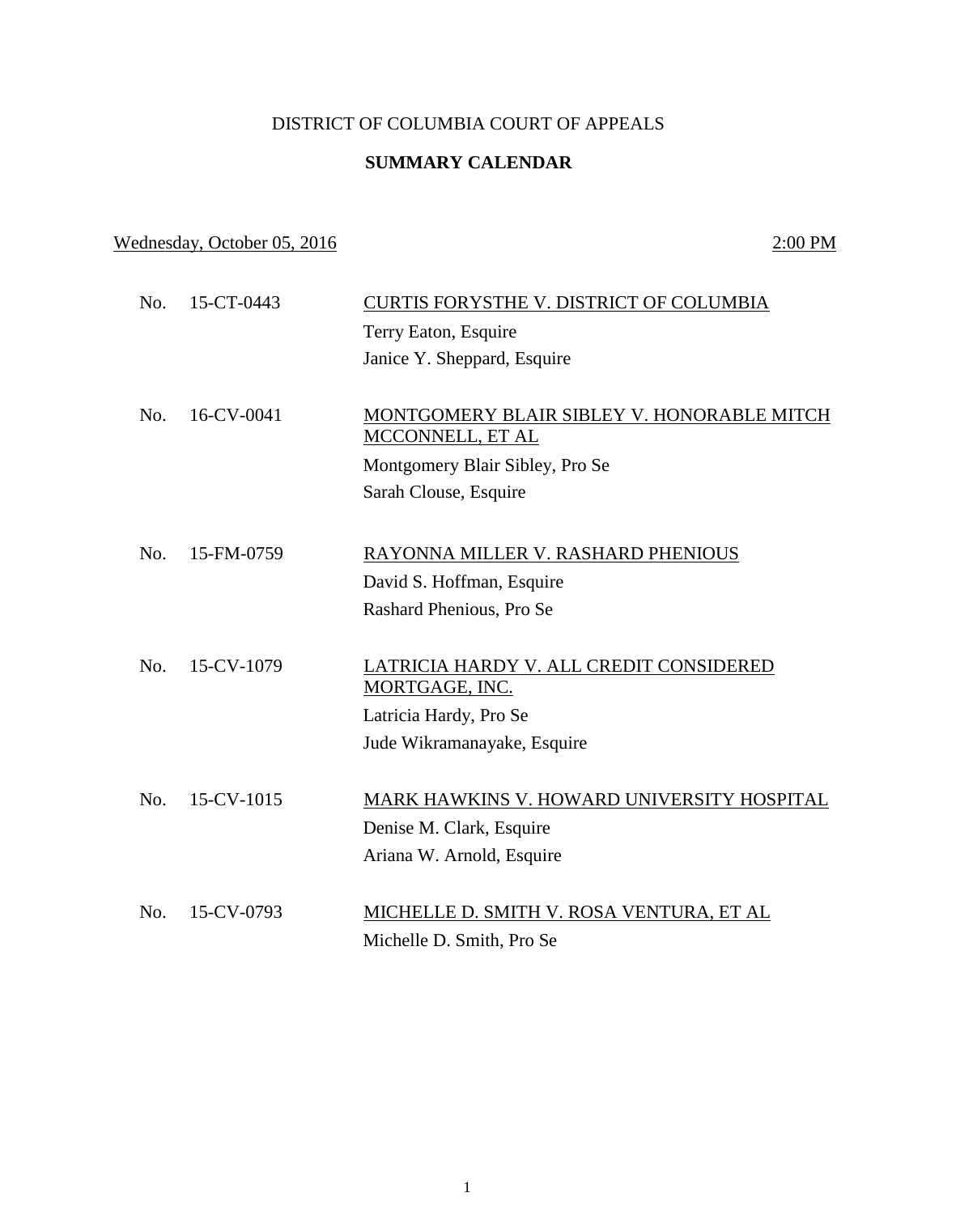DISTRICT OF COLUMBIA COURT OF APPEALS

**SUMMARY CALENDAR**

Wednesday, October 05, 2016 2:00 PM

| No. | Case | Parties / Counsel |
|---|---|---|
| No. | 15-CT-0443 | CURTIS FORYSTHE V. DISTRICT OF COLUMBIA<br>Terry Eaton, Esquire<br>Janice Y. Sheppard, Esquire |
| No. | 16-CV-0041 | MONTGOMERY BLAIR SIBLEY V. HONORABLE MITCH MCCONNELL, ET AL<br>Montgomery Blair Sibley, Pro Se<br>Sarah Clouse, Esquire |
| No. | 15-FM-0759 | RAYONNA MILLER V. RASHARD PHENIOUS<br>David S. Hoffman, Esquire<br>Rashard Phenious, Pro Se |
| No. | 15-CV-1079 | LATRICIA HARDY V. ALL CREDIT CONSIDERED MORTGAGE, INC.<br>Latricia Hardy, Pro Se<br>Jude Wikramanayake, Esquire |
| No. | 15-CV-1015 | MARK HAWKINS V. HOWARD UNIVERSITY HOSPITAL<br>Denise M. Clark, Esquire<br>Ariana W. Arnold, Esquire |
| No. | 15-CV-0793 | MICHELLE D. SMITH V. ROSA VENTURA, ET AL<br>Michelle D. Smith, Pro Se |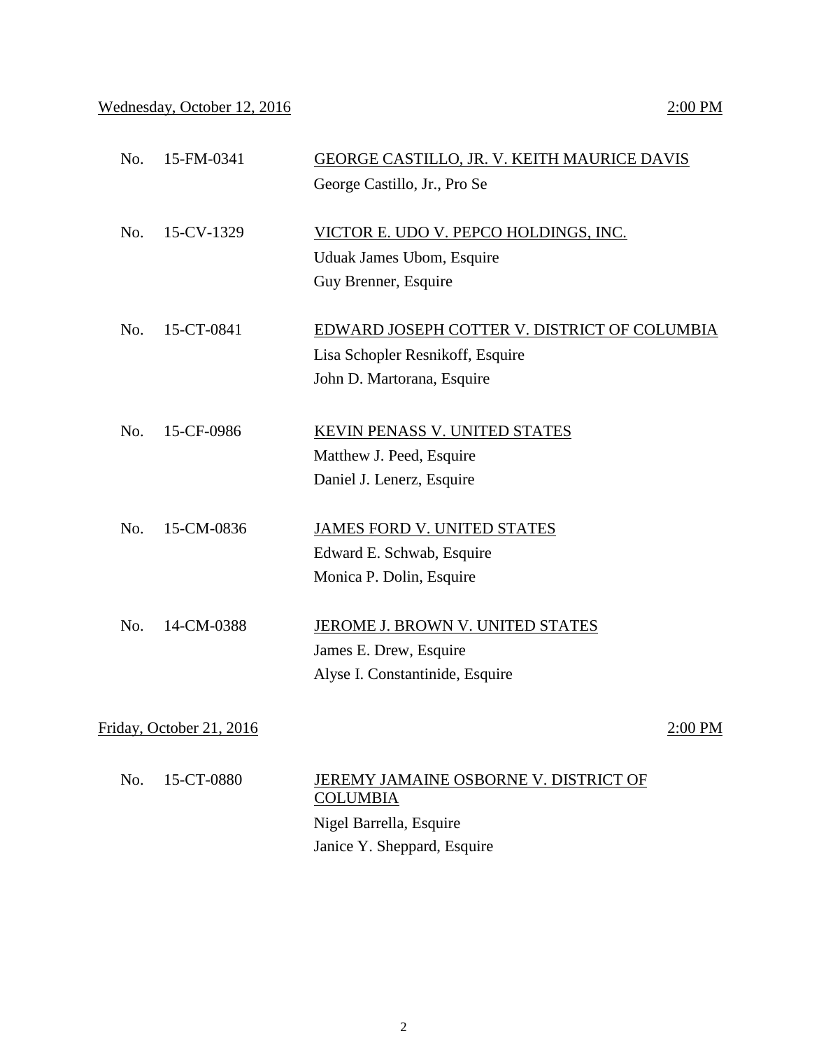Wednesday, October 12, 2016 — 2:00 PM

| No. | Case | Parties and Counsel |
|---|---|---|
| No. | 15-FM-0341 | GEORGE CASTILLO, JR. V. KEITH MAURICE DAVIS<br>George Castillo, Jr., Pro Se |
| No. | 15-CV-1329 | VICTOR E. UDO V. PEPCO HOLDINGS, INC.<br>Uduak James Ubom, Esquire<br>Guy Brenner, Esquire |
| No. | 15-CT-0841 | EDWARD JOSEPH COTTER V. DISTRICT OF COLUMBIA<br>Lisa Schopler Resnikoff, Esquire<br>John D. Martorana, Esquire |
| No. | 15-CF-0986 | KEVIN PENASS V. UNITED STATES<br>Matthew J. Peed, Esquire<br>Daniel J. Lenerz, Esquire |
| No. | 15-CM-0836 | JAMES FORD V. UNITED STATES<br>Edward E. Schwab, Esquire<br>Monica P. Dolin, Esquire |
| No. | 14-CM-0388 | JEROME J. BROWN V. UNITED STATES<br>James E. Drew, Esquire<br>Alyse I. Constantinide, Esquire |

Friday, October 21, 2016 — 2:00 PM

| No. | Case | Parties and Counsel |
|---|---|---|
| No. | 15-CT-0880 | JEREMY JAMAINE OSBORNE V. DISTRICT OF COLUMBIA<br>Nigel Barrella, Esquire<br>Janice Y. Sheppard, Esquire |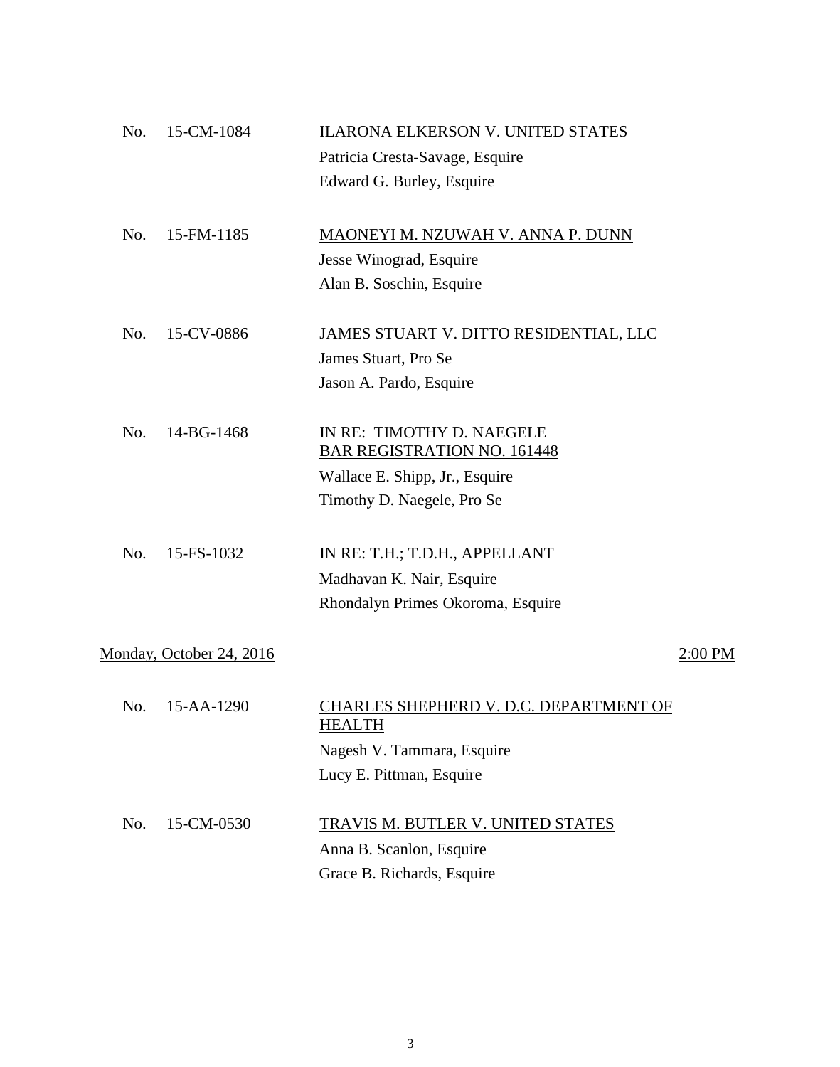No. 15-CM-1084 — <u>ILARONA ELKERSON V. UNITED STATES</u>

Patricia Cresta-Savage, Esquire
Edward G. Burley, Esquire

No. 15-FM-1185 — <u>MAONEYI M. NZUWAH V. ANNA P. DUNN</u>

Jesse Winograd, Esquire
Alan B. Soschin, Esquire

No. 15-CV-0886 — <u>JAMES STUART V. DITTO RESIDENTIAL, LLC</u>

James Stuart, Pro Se
Jason A. Pardo, Esquire

No. 14-BG-1468 — <u>IN RE: TIMOTHY D. NAEGELE BAR REGISTRATION NO. 161448</u>

Wallace E. Shipp, Jr., Esquire
Timothy D. Naegele, Pro Se

No. 15-FS-1032 — <u>IN RE: T.H.; T.D.H., APPELLANT</u>

Madhavan K. Nair, Esquire
Rhondalyn Primes Okoroma, Esquire

<u>Monday, October 24, 2016</u> — <u>2:00 PM</u>

No. 15-AA-1290 — <u>CHARLES SHEPHERD V. D.C. DEPARTMENT OF HEALTH</u>

Nagesh V. Tammara, Esquire
Lucy E. Pittman, Esquire

No. 15-CM-0530 — <u>TRAVIS M. BUTLER V. UNITED STATES</u>

Anna B. Scanlon, Esquire
Grace B. Richards, Esquire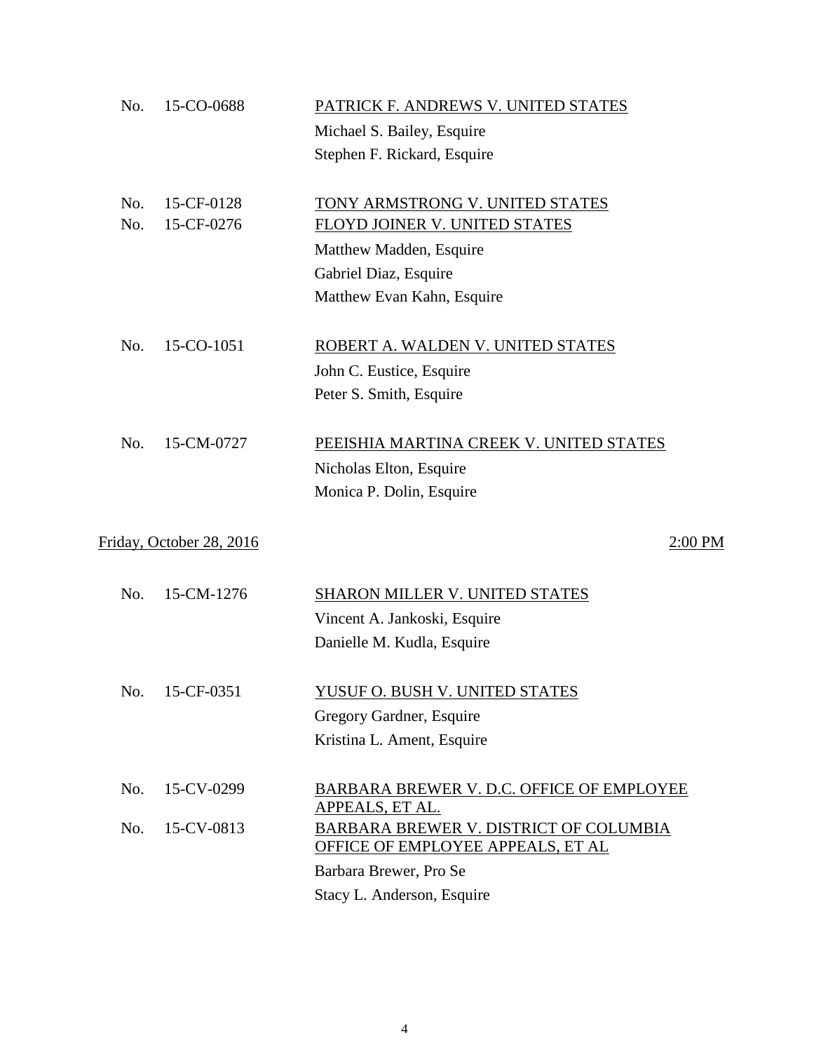No. 15-CO-0688 — PATRICK F. ANDREWS V. UNITED STATES
Michael S. Bailey, Esquire
Stephen F. Rickard, Esquire

No. 15-CF-0128 — TONY ARMSTRONG V. UNITED STATES
No. 15-CF-0276 — FLOYD JOINER V. UNITED STATES
Matthew Madden, Esquire
Gabriel Diaz, Esquire
Matthew Evan Kahn, Esquire

No. 15-CO-1051 — ROBERT A. WALDEN V. UNITED STATES
John C. Eustice, Esquire
Peter S. Smith, Esquire

No. 15-CM-0727 — PEEISHIA MARTINA CREEK V. UNITED STATES
Nicholas Elton, Esquire
Monica P. Dolin, Esquire

Friday, October 28, 2016 — 2:00 PM

No. 15-CM-1276 — SHARON MILLER V. UNITED STATES
Vincent A. Jankoski, Esquire
Danielle M. Kudla, Esquire

No. 15-CF-0351 — YUSUF O. BUSH V. UNITED STATES
Gregory Gardner, Esquire
Kristina L. Ament, Esquire

No. 15-CV-0299 — BARBARA BREWER V. D.C. OFFICE OF EMPLOYEE APPEALS, ET AL.
No. 15-CV-0813 — BARBARA BREWER V. DISTRICT OF COLUMBIA OFFICE OF EMPLOYEE APPEALS, ET AL
Barbara Brewer, Pro Se
Stacy L. Anderson, Esquire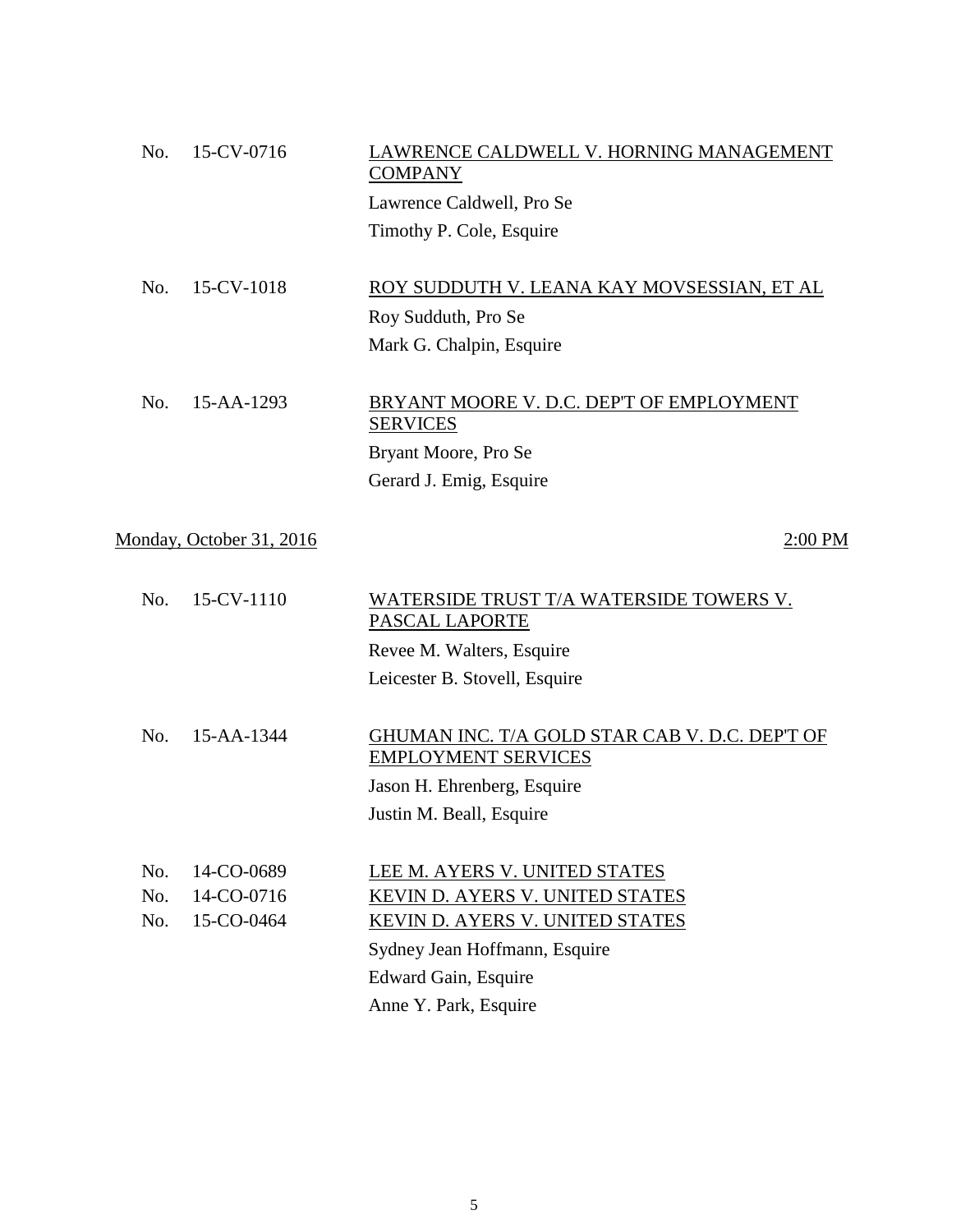No. 15-CV-0716 — <u>LAWRENCE CALDWELL V. HORNING MANAGEMENT COMPANY</u>

Lawrence Caldwell, Pro Se
Timothy P. Cole, Esquire

No. 15-CV-1018 — <u>ROY SUDDUTH V. LEANA KAY MOVSESSIAN, ET AL</u>

Roy Sudduth, Pro Se
Mark G. Chalpin, Esquire

No. 15-AA-1293 — <u>BRYANT MOORE V. D.C. DEP'T OF EMPLOYMENT SERVICES</u>

Bryant Moore, Pro Se
Gerard J. Emig, Esquire

<u>Monday, October 31, 2016</u> — <u>2:00 PM</u>

No. 15-CV-1110 — <u>WATERSIDE TRUST T/A WATERSIDE TOWERS V. PASCAL LAPORTE</u>

Revee M. Walters, Esquire
Leicester B. Stovell, Esquire

No. 15-AA-1344 — <u>GHUMAN INC. T/A GOLD STAR CAB V. D.C. DEP'T OF EMPLOYMENT SERVICES</u>

Jason H. Ehrenberg, Esquire
Justin M. Beall, Esquire

No. 14-CO-0689 — <u>LEE M. AYERS V. UNITED STATES</u>
No. 14-CO-0716 — <u>KEVIN D. AYERS V. UNITED STATES</u>
No. 15-CO-0464 — <u>KEVIN D. AYERS V. UNITED STATES</u>

Sydney Jean Hoffmann, Esquire
Edward Gain, Esquire
Anne Y. Park, Esquire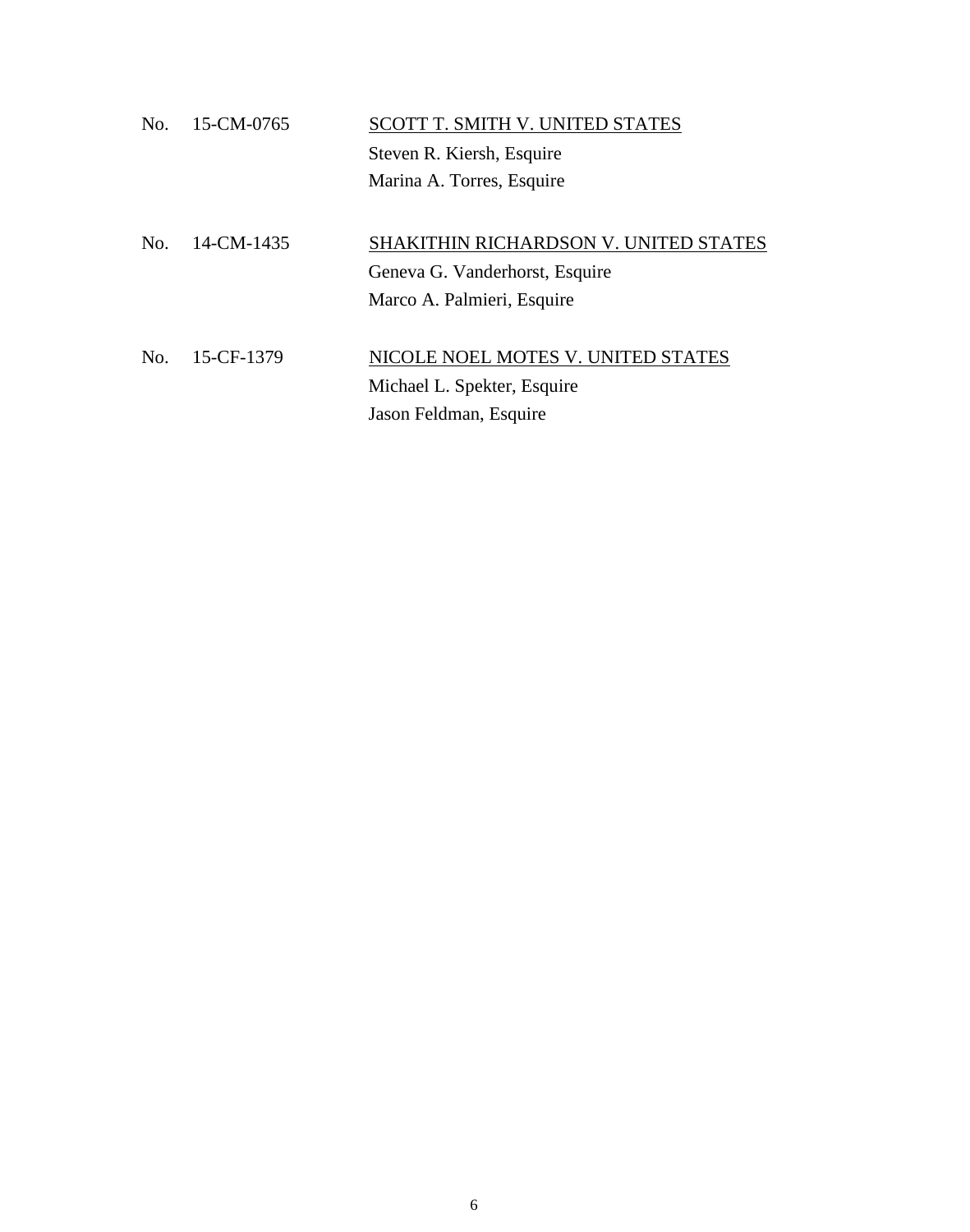No. 15-CM-0765 <u>SCOTT T. SMITH V. UNITED STATES</u>

Steven R. Kiersh, Esquire

Marina A. Torres, Esquire

No. 14-CM-1435 <u>SHAKITHIN RICHARDSON V. UNITED STATES</u>

Geneva G. Vanderhorst, Esquire

Marco A. Palmieri, Esquire

No. 15-CF-1379 <u>NICOLE NOEL MOTES V. UNITED STATES</u>

Michael L. Spekter, Esquire

Jason Feldman, Esquire